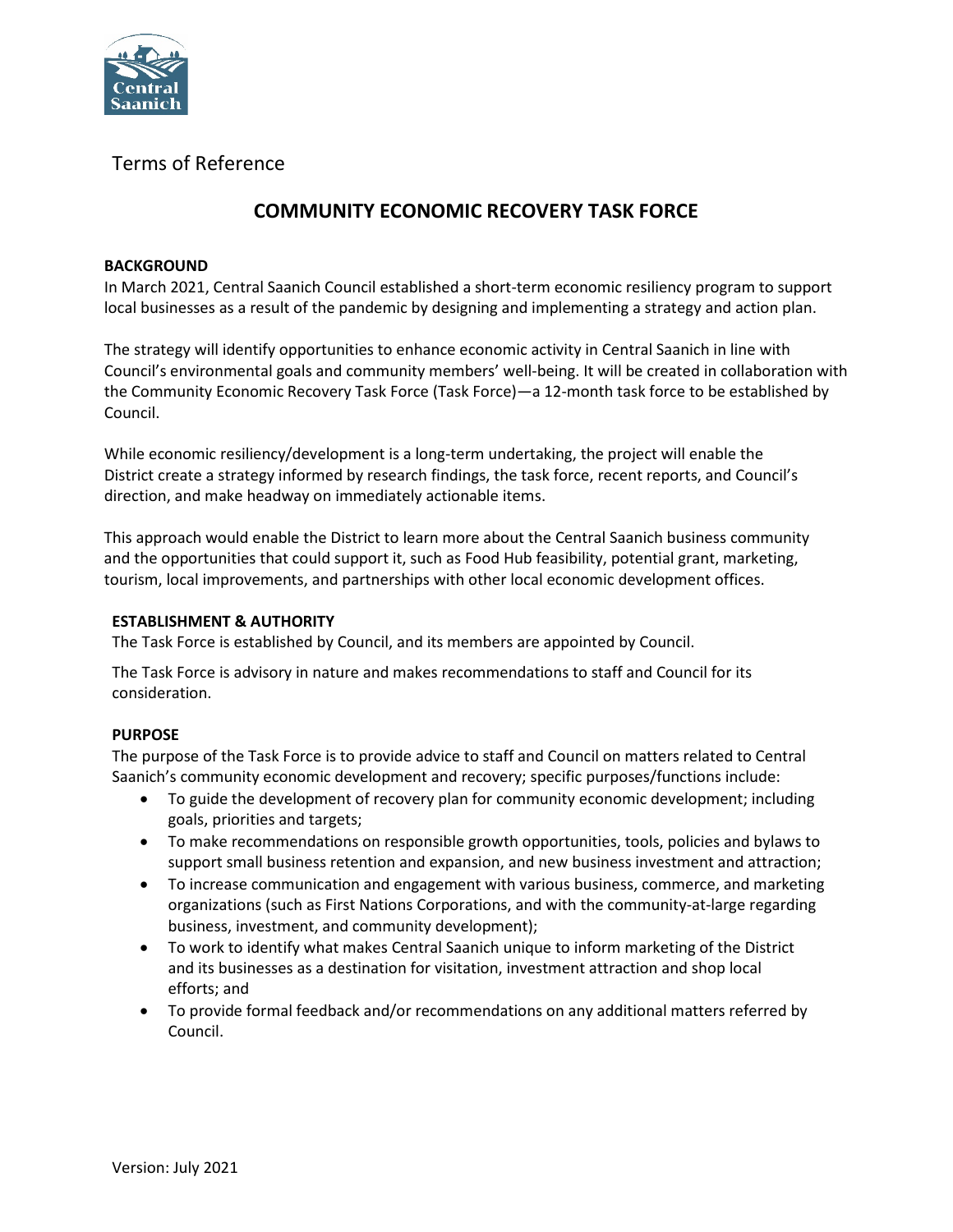Terms of Reference

# COMMUNITY ECONOMIC RECOVERY TASK FORCE

## BACKGROUND

In March 2021, Central Saanich Council established a short-term economic resiliency program to support local businesses as a result of the pandemic by designing and implementing a strategy and action plan.

The strategy will identify opportunities to enhance economic activity in Central Saanich in line with Council's environmental goals and community members' well-being. It will be created in collaboration with the Community Economic Recovery Task Force (Task Force)—a 12-month task force to be established by Council.

While economic resiliency/development is a long-term undertaking, the project will enable the District create a strategy informed by research findings, the task force, recent reports, and Council's direction, and make headway on immediately actionable items.

This approach would enable the District to learn more about the Central Saanich business community and the opportunities that could support it, such as Food Hub feasibility, potential grant, marketing, tourism, local improvements, and partnerships with other local economic development offices.

## ESTABLISHMENT & AUTHORITY

The Task Force is established by Council, and its members are appointed by Council.

The Task Force is advisory in nature and makes recommendations to staff and Council for its consideration.

## PURPOSE

The purpose of the Task Force is to provide advice to staff and Council on matters related to Central Saanich's community economic development and recovery; specific purposes/functions include:

- To guide the development of recovery plan for community economic development; including goals, priorities and targets;
- To make recommendations on responsible growth opportunities, tools, policies and bylaws to support small business retention and expansion, and new business investment and attraction;
- To increase communication and engagement with various business, commerce, and marketing organizations (such as First Nations Corporations, and with the community-at-large regarding business, investment, and community development);
- To work to identify what makes Central Saanich unique to inform marketing of the District and its businesses as a destination for visitation, investment attraction and shop local efforts; and
- To provide formal feedback and/or recommendations on any additional matters referred by Council.

Version: July 2021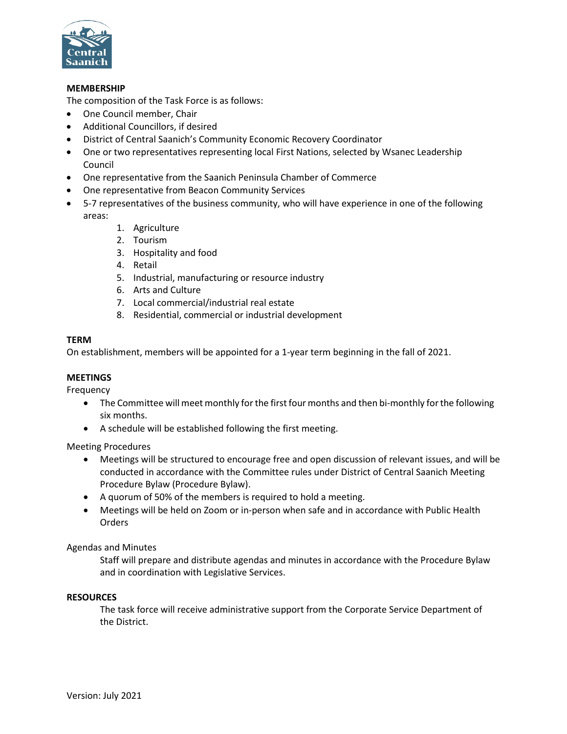**MEMBERSHIP**

The composition of the Task Force is as follows:

- One Council member, Chair
- Additional Councillors, if desired
- District of Central Saanich's Community Economic Recovery Coordinator
- One or two representatives representing local First Nations, selected by Wsanec Leadership Council
- One representative from the Saanich Peninsula Chamber of Commerce
- One representative from Beacon Community Services
- 5-7 representatives of the business community, who will have experience in one of the following areas:
    1. Agriculture
    2. Tourism
    3. Hospitality and food
    4. Retail
    5. Industrial, manufacturing or resource industry
    6. Arts and Culture
    7. Local commercial/industrial real estate
    8. Residential, commercial or industrial development

**TERM**

On establishment, members will be appointed for a 1-year term beginning in the fall of 2021.

**MEETINGS**

Frequency

- The Committee will meet monthly for the first four months and then bi-monthly for the following six months.
- A schedule will be established following the first meeting.

Meeting Procedures

- Meetings will be structured to encourage free and open discussion of relevant issues, and will be conducted in accordance with the Committee rules under District of Central Saanich Meeting Procedure Bylaw (Procedure Bylaw).
- A quorum of 50% of the members is required to hold a meeting.
- Meetings will be held on Zoom or in-person when safe and in accordance with Public Health Orders

Agendas and Minutes

Staff will prepare and distribute agendas and minutes in accordance with the Procedure Bylaw and in coordination with Legislative Services.

**RESOURCES**

The task force will receive administrative support from the Corporate Service Department of the District.

Version: July 2021